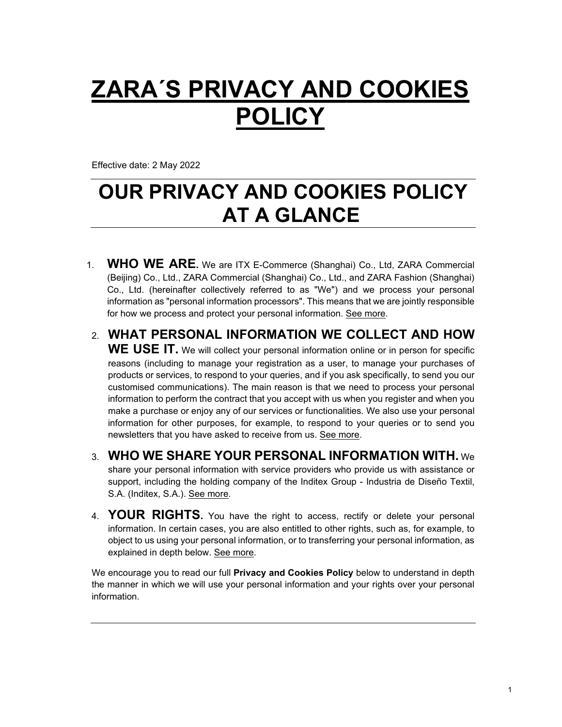# ZARA´S PRIVACY AND COOKIES POLICY

Effective date: 2 May 2022

## OUR PRIVACY AND COOKIES POLICY AT A GLANCE

1. **WHO WE ARE.** We are ITX E-Commerce (Shanghai) Co., Ltd, ZARA Commercial (Beijing) Co., Ltd., ZARA Commercial (Shanghai) Co., Ltd., and ZARA Fashion (Shanghai) Co., Ltd. (hereinafter collectively referred to as "We") and we process your personal information as "personal information processors". This means that we are jointly responsible for how we process and protect your personal information. See more.

2. **WHAT PERSONAL INFORMATION WE COLLECT AND HOW WE USE IT.** We will collect your personal information online or in person for specific reasons (including to manage your registration as a user, to manage your purchases of products or services, to respond to your queries, and if you ask specifically, to send you our customised communications). The main reason is that we need to process your personal information to perform the contract that you accept with us when you register and when you make a purchase or enjoy any of our services or functionalities. We also use your personal information for other purposes, for example, to respond to your queries or to send you newsletters that you have asked to receive from us. See more.

3. **WHO WE SHARE YOUR PERSONAL INFORMATION WITH.** We share your personal information with service providers who provide us with assistance or support, including the holding company of the Inditex Group - Industria de Diseño Textil, S.A. (Inditex, S.A.). See more.

4. **YOUR RIGHTS.** You have the right to access, rectify or delete your personal information. In certain cases, you are also entitled to other rights, such as, for example, to object to us using your personal information, or to transferring your personal information, as explained in depth below. See more.

We encourage you to read our full **Privacy and Cookies Policy** below to understand in depth the manner in which we will use your personal information and your rights over your personal information.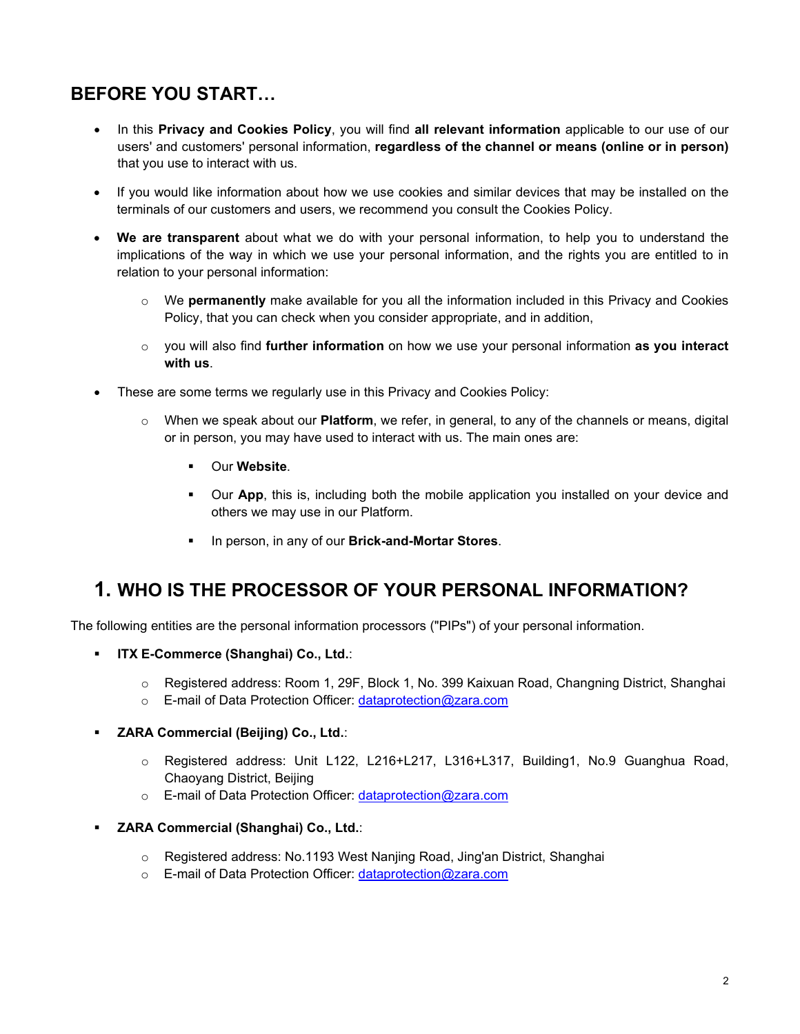## BEFORE YOU START…

- In this **Privacy and Cookies Policy**, you will find **all relevant information** applicable to our use of our users' and customers' personal information, **regardless of the channel or means (online or in person)** that you use to interact with us.
- If you would like information about how we use cookies and similar devices that may be installed on the terminals of our customers and users, we recommend you consult the Cookies Policy.
- **We are transparent** about what we do with your personal information, to help you to understand the implications of the way in which we use your personal information, and the rights you are entitled to in relation to your personal information:
  - We **permanently** make available for you all the information included in this Privacy and Cookies Policy, that you can check when you consider appropriate, and in addition,
  - you will also find **further information** on how we use your personal information **as you interact with us**.
- These are some terms we regularly use in this Privacy and Cookies Policy:
  - When we speak about our **Platform**, we refer, in general, to any of the channels or means, digital or in person, you may have used to interact with us. The main ones are:
    - Our **Website**.
    - Our **App**, this is, including both the mobile application you installed on your device and others we may use in our Platform.
    - In person, in any of our **Brick-and-Mortar Stores**.

## 1. WHO IS THE PROCESSOR OF YOUR PERSONAL INFORMATION?

The following entities are the personal information processors ("PIPs") of your personal information.

- **ITX E-Commerce (Shanghai) Co., Ltd.**:
  - Registered address: Room 1, 29F, Block 1, No. 399 Kaixuan Road, Changning District, Shanghai
  - E-mail of Data Protection Officer: dataprotection@zara.com
- **ZARA Commercial (Beijing) Co., Ltd.**:
  - Registered address: Unit L122, L216+L217, L316+L317, Building1, No.9 Guanghua Road, Chaoyang District, Beijing
  - E-mail of Data Protection Officer: dataprotection@zara.com
- **ZARA Commercial (Shanghai) Co., Ltd.**:
  - Registered address: No.1193 West Nanjing Road, Jing'an District, Shanghai
  - E-mail of Data Protection Officer: dataprotection@zara.com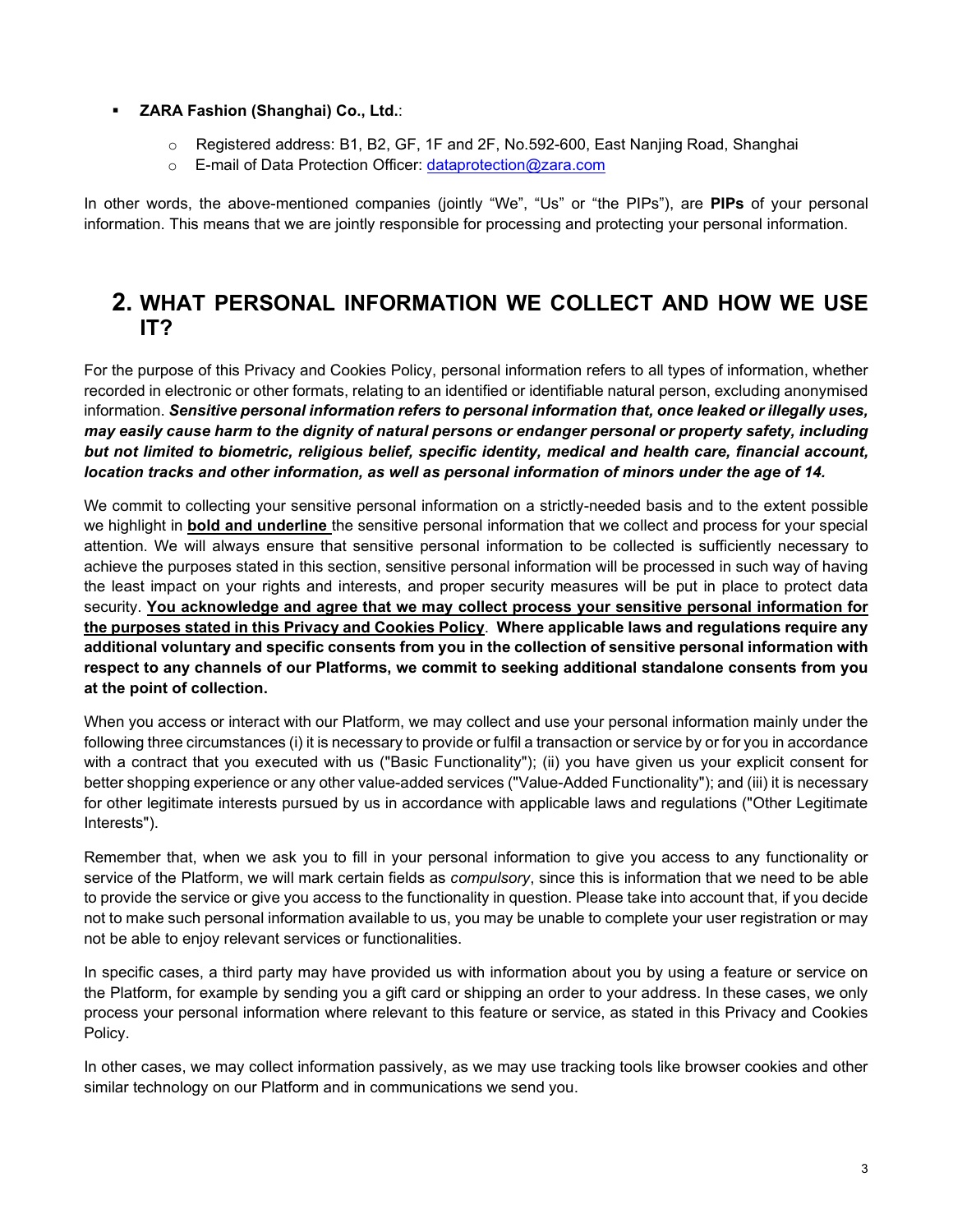- **ZARA Fashion (Shanghai) Co., Ltd.**:
    - Registered address: B1, B2, GF, 1F and 2F, No.592-600, East Nanjing Road, Shanghai
    - E-mail of Data Protection Officer: dataprotection@zara.com

In other words, the above-mentioned companies (jointly "We", "Us" or "the PIPs"), are **PIPs** of your personal information. This means that we are jointly responsible for processing and protecting your personal information.

## 2. WHAT PERSONAL INFORMATION WE COLLECT AND HOW WE USE IT?

For the purpose of this Privacy and Cookies Policy, personal information refers to all types of information, whether recorded in electronic or other formats, relating to an identified or identifiable natural person, excluding anonymised information. ***Sensitive personal information refers to personal information that, once leaked or illegally uses, may easily cause harm to the dignity of natural persons or endanger personal or property safety, including but not limited to biometric, religious belief, specific identity, medical and health care, financial account, location tracks and other information, as well as personal information of minors under the age of 14.***

We commit to collecting your sensitive personal information on a strictly-needed basis and to the extent possible we highlight in **<u>bold and underline</u>** the sensitive personal information that we collect and process for your special attention. We will always ensure that sensitive personal information to be collected is sufficiently necessary to achieve the purposes stated in this section, sensitive personal information will be processed in such way of having the least impact on your rights and interests, and proper security measures will be put in place to protect data security. **<u>You acknowledge and agree that we may collect process your sensitive personal information for the purposes stated in this Privacy and Cookies Policy</u>**. **Where applicable laws and regulations require any additional voluntary and specific consents from you in the collection of sensitive personal information with respect to any channels of our Platforms, we commit to seeking additional standalone consents from you at the point of collection.**

When you access or interact with our Platform, we may collect and use your personal information mainly under the following three circumstances (i) it is necessary to provide or fulfil a transaction or service by or for you in accordance with a contract that you executed with us ("Basic Functionality"); (ii) you have given us your explicit consent for better shopping experience or any other value-added services ("Value-Added Functionality"); and (iii) it is necessary for other legitimate interests pursued by us in accordance with applicable laws and regulations ("Other Legitimate Interests").

Remember that, when we ask you to fill in your personal information to give you access to any functionality or service of the Platform, we will mark certain fields as *compulsory*, since this is information that we need to be able to provide the service or give you access to the functionality in question. Please take into account that, if you decide not to make such personal information available to us, you may be unable to complete your user registration or may not be able to enjoy relevant services or functionalities.

In specific cases, a third party may have provided us with information about you by using a feature or service on the Platform, for example by sending you a gift card or shipping an order to your address. In these cases, we only process your personal information where relevant to this feature or service, as stated in this Privacy and Cookies Policy.

In other cases, we may collect information passively, as we may use tracking tools like browser cookies and other similar technology on our Platform and in communications we send you.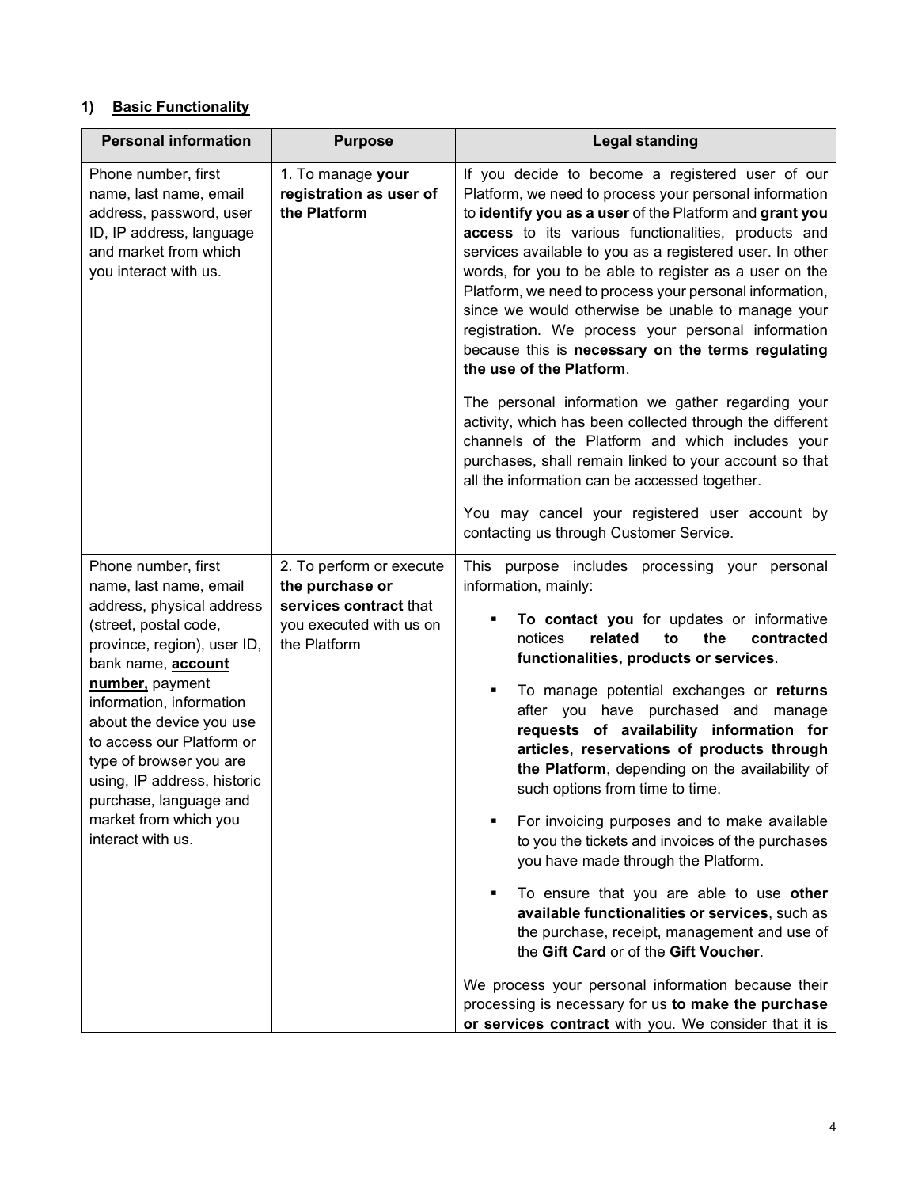## 1) **Basic Functionality**

| Personal information | Purpose | Legal standing |
| --- | --- | --- |
| Phone number, first name, last name, email address, password, user ID, IP address, language and market from which you interact with us. | 1. To manage **your registration as user of the Platform** | If you decide to become a registered user of our Platform, we need to process your personal information to **identify you as a user** of the Platform and **grant you access** to its various functionalities, products and services available to you as a registered user. In other words, for you to be able to register as a user on the Platform, we need to process your personal information, since we would otherwise be unable to manage your registration. We process your personal information because this is **necessary on the terms regulating the use of the Platform**.<br><br>The personal information we gather regarding your activity, which has been collected through the different channels of the Platform and which includes your purchases, shall remain linked to your account so that all the information can be accessed together.<br><br>You may cancel your registered user account by contacting us through Customer Service. |
| Phone number, first name, last name, email address, physical address (street, postal code, province, region), user ID, bank name, **account number,** payment information, information about the device you use to access our Platform or type of browser you are using, IP address, historic purchase, language and market from which you interact with us. | 2. To perform or execute **the purchase or services contract** that you executed with us on the Platform | This purpose includes processing your personal information, mainly:<br><br>▪ **To contact you** for updates or informative notices **related to the contracted functionalities, products or services**.<br><br>▪ To manage potential exchanges or **returns** after you have purchased and manage **requests of availability information for articles**, **reservations of products through the Platform**, depending on the availability of such options from time to time.<br><br>▪ For invoicing purposes and to make available to you the tickets and invoices of the purchases you have made through the Platform.<br><br>▪ To ensure that you are able to use **other available functionalities or services**, such as the purchase, receipt, management and use of the **Gift Card** or of the **Gift Voucher**.<br><br>We process your personal information because their processing is necessary for us **to make the purchase or services contract** with you. We consider that it is |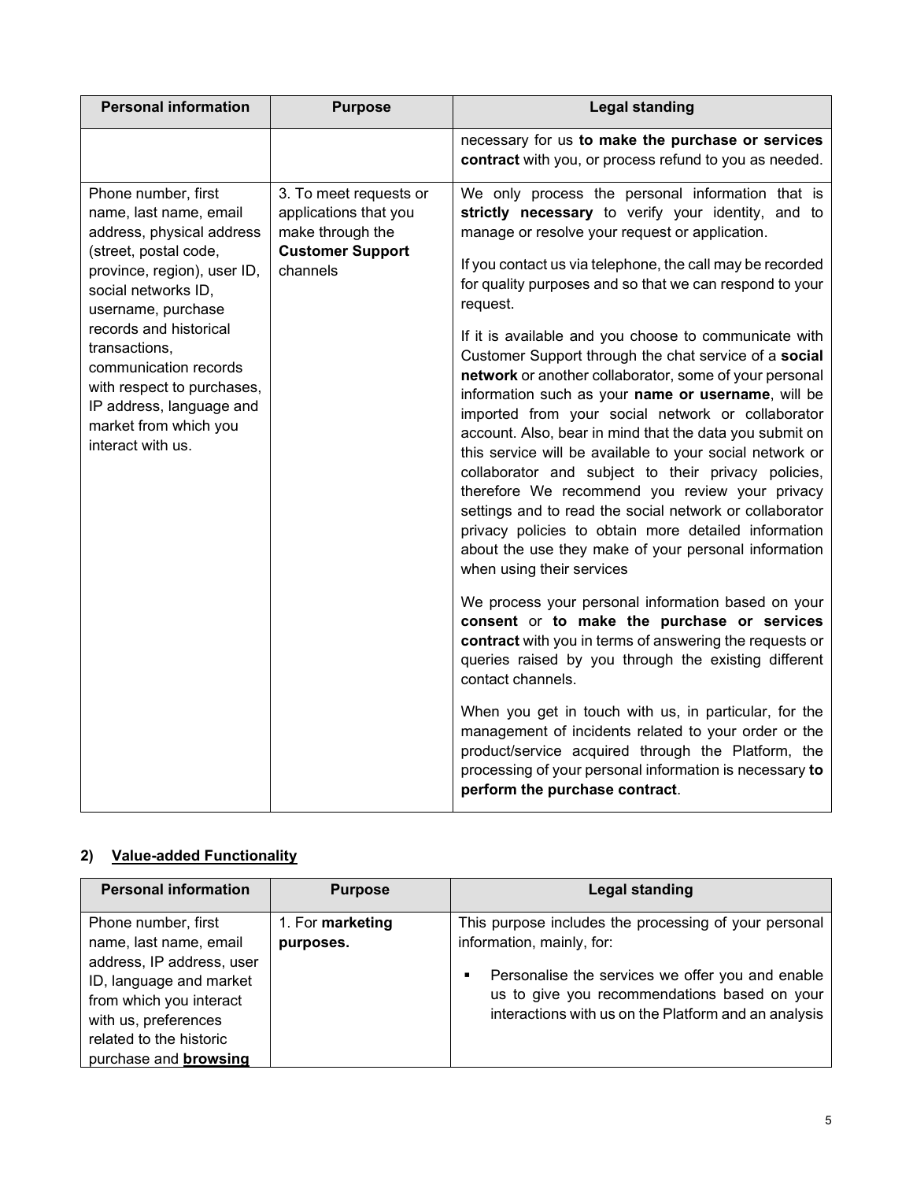| Personal information | Purpose | Legal standing |
|---|---|---|
| | | necessary for us **to make the purchase or services contract** with you, or process refund to you as needed. |
| Phone number, first name, last name, email address, physical address (street, postal code, province, region), user ID, social networks ID, username, purchase records and historical transactions, communication records with respect to purchases, IP address, language and market from which you interact with us. | 3. To meet requests or applications that you make through the **Customer Support** channels | We only process the personal information that is **strictly necessary** to verify your identity, and to manage or resolve your request or application.<br><br>If you contact us via telephone, the call may be recorded for quality purposes and so that we can respond to your request.<br><br>If it is available and you choose to communicate with Customer Support through the chat service of a **social network** or another collaborator, some of your personal information such as your **name or username**, will be imported from your social network or collaborator account. Also, bear in mind that the data you submit on this service will be available to your social network or collaborator and subject to their privacy policies, therefore We recommend you review your privacy settings and to read the social network or collaborator privacy policies to obtain more detailed information about the use they make of your personal information when using their services<br><br>We process your personal information based on your **consent** or **to make the purchase or services contract** with you in terms of answering the requests or queries raised by you through the existing different contact channels.<br><br>When you get in touch with us, in particular, for the management of incidents related to your order or the product/service acquired through the Platform, the processing of your personal information is necessary **to perform the purchase contract**. |

## 2) Value-added Functionality

| Personal information | Purpose | Legal standing |
|---|---|---|
| Phone number, first name, last name, email address, IP address, user ID, language and market from which you interact with us, preferences related to the historic purchase and **browsing** | 1. For **marketing purposes.** | This purpose includes the processing of your personal information, mainly, for:<br><br>▪ Personalise the services we offer you and enable us to give you recommendations based on your interactions with us on the Platform and an analysis |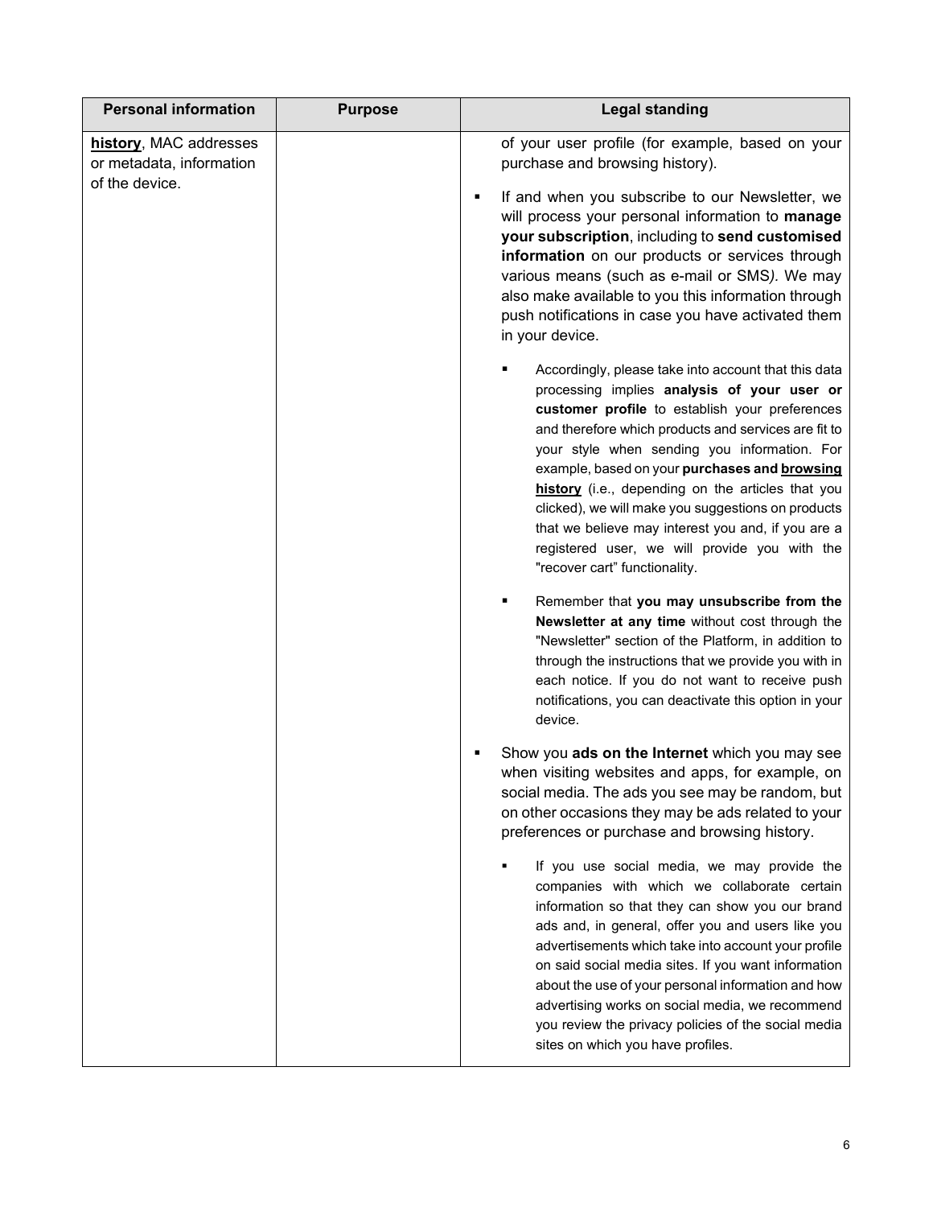| Personal information | Purpose | Legal standing |
| --- | --- | --- |
| **history**, MAC addresses or metadata, information of the device. | | of your user profile (for example, based on your purchase and browsing history).<br><br>▪ If and when you subscribe to our Newsletter, we will process your personal information to **manage your subscription**, including to **send customised information** on our products or services through various means (such as e-mail or SMS). We may also make available to you this information through push notifications in case you have activated them in your device.<br><br>&nbsp;&nbsp;&nbsp;&nbsp;▪ Accordingly, please take into account that this data processing implies **analysis of your user or customer profile** to establish your preferences and therefore which products and services are fit to your style when sending you information. For example, based on your **purchases and browsing history** (i.e., depending on the articles that you clicked), we will make you suggestions on products that we believe may interest you and, if you are a registered user, we will provide you with the "recover cart" functionality.<br><br>&nbsp;&nbsp;&nbsp;&nbsp;▪ Remember that **you may unsubscribe from the Newsletter at any time** without cost through the "Newsletter" section of the Platform, in addition to through the instructions that we provide you with in each notice. If you do not want to receive push notifications, you can deactivate this option in your device.<br><br>▪ Show you **ads on the Internet** which you may see when visiting websites and apps, for example, on social media. The ads you see may be random, but on other occasions they may be ads related to your preferences or purchase and browsing history.<br><br>&nbsp;&nbsp;&nbsp;&nbsp;▪ If you use social media, we may provide the companies with which we collaborate certain information so that they can show you our brand ads and, in general, offer you and users like you advertisements which take into account your profile on said social media sites. If you want information about the use of your personal information and how advertising works on social media, we recommend you review the privacy policies of the social media sites on which you have profiles. |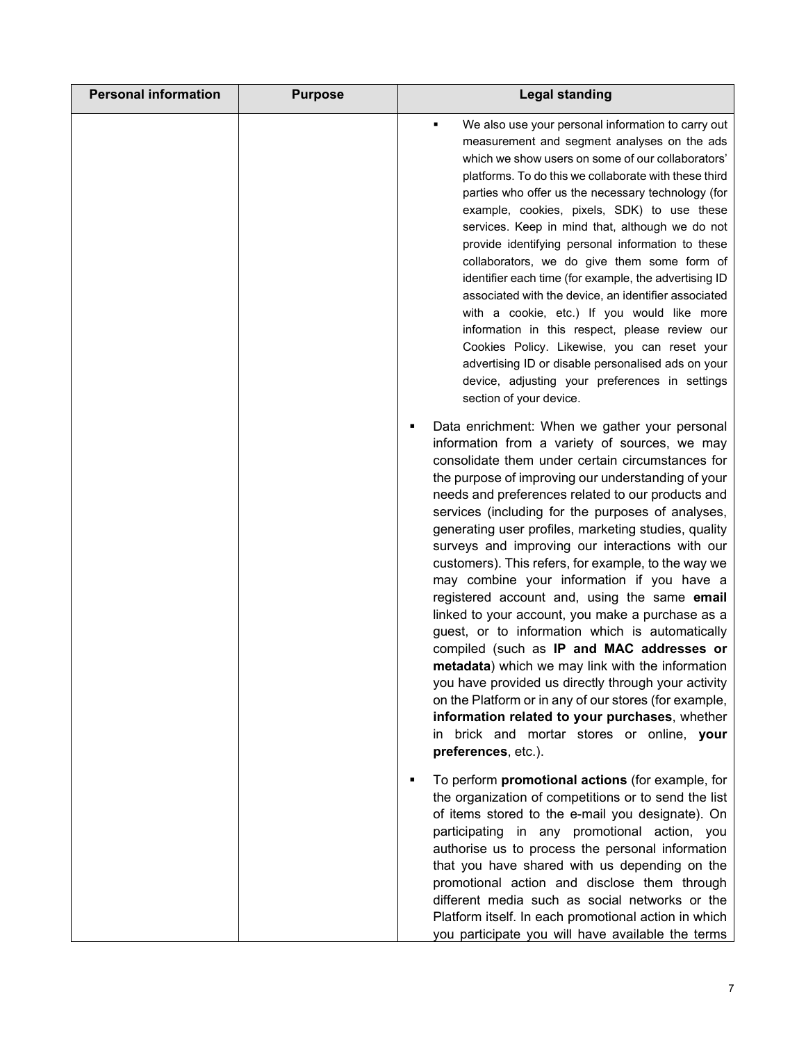| Personal information | Purpose | Legal standing |
|---|---|---|
| | | ▪ We also use your personal information to carry out measurement and segment analyses on the ads which we show users on some of our collaborators' platforms. To do this we collaborate with these third parties who offer us the necessary technology (for example, cookies, pixels, SDK) to use these services. Keep in mind that, although we do not provide identifying personal information to these collaborators, we do give them some form of identifier each time (for example, the advertising ID associated with the device, an identifier associated with a cookie, etc.) If you would like more information in this respect, please review our Cookies Policy. Likewise, you can reset your advertising ID or disable personalised ads on your device, adjusting your preferences in settings section of your device.<br><br>▪ Data enrichment: When we gather your personal information from a variety of sources, we may consolidate them under certain circumstances for the purpose of improving our understanding of your needs and preferences related to our products and services (including for the purposes of analyses, generating user profiles, marketing studies, quality surveys and improving our interactions with our customers). This refers, for example, to the way we may combine your information if you have a registered account and, using the same **email** linked to your account, you make a purchase as a guest, or to information which is automatically compiled (such as **IP and MAC addresses or metadata**) which we may link with the information you have provided us directly through your activity on the Platform or in any of our stores (for example, **information related to your purchases**, whether in brick and mortar stores or online, **your preferences**, etc.).<br><br>▪ To perform **promotional actions** (for example, for the organization of competitions or to send the list of items stored to the e-mail you designate). On participating in any promotional action, you authorise us to process the personal information that you have shared with us depending on the promotional action and disclose them through different media such as social networks or the Platform itself. In each promotional action in which you participate you will have available the terms |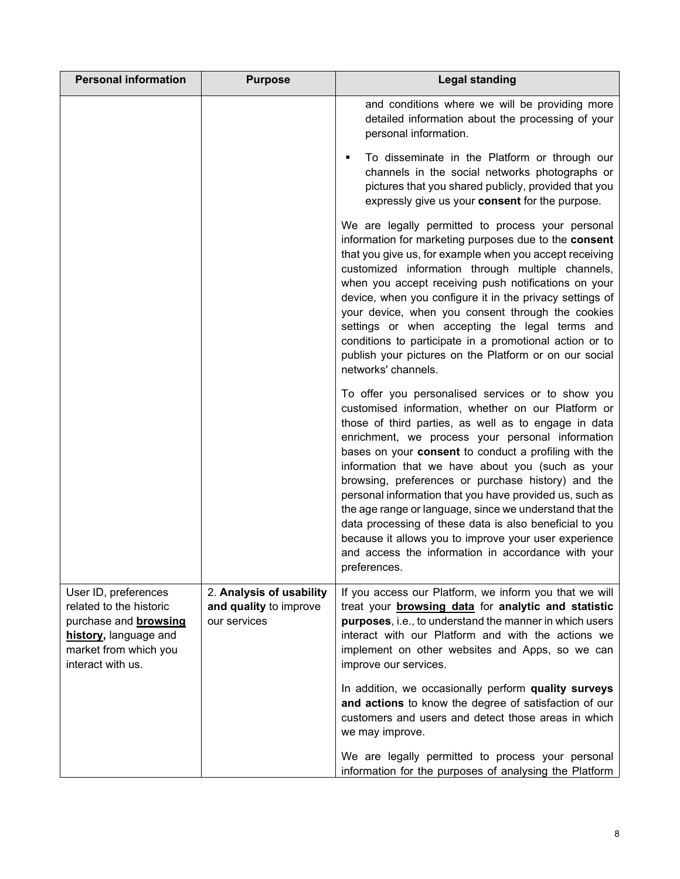| Personal information | Purpose | Legal standing |
| --- | --- | --- |
| | | and conditions where we will be providing more detailed information about the processing of your personal information.<br><br>▪ To disseminate in the Platform or through our channels in the social networks photographs or pictures that you shared publicly, provided that you expressly give us your **consent** for the purpose.<br><br>We are legally permitted to process your personal information for marketing purposes due to the **consent** that you give us, for example when you accept receiving customized information through multiple channels, when you accept receiving push notifications on your device, when you configure it in the privacy settings of your device, when you consent through the cookies settings or when accepting the legal terms and conditions to participate in a promotional action or to publish your pictures on the Platform or on our social networks' channels.<br><br>To offer you personalised services or to show you customised information, whether on our Platform or those of third parties, as well as to engage in data enrichment, we process your personal information bases on your **consent** to conduct a profiling with the information that we have about you (such as your browsing, preferences or purchase history) and the personal information that you have provided us, such as the age range or language, since we understand that the data processing of these data is also beneficial to you because it allows you to improve your user experience and access the information in accordance with your preferences. |
| User ID, preferences related to the historic purchase and **browsing history,** language and market from which you interact with us. | 2. **Analysis of usability and quality** to improve our services | If you access our Platform, we inform you that we will treat your **browsing data** for **analytic and statistic purposes**, i.e., to understand the manner in which users interact with our Platform and with the actions we implement on other websites and Apps, so we can improve our services.<br><br>In addition, we occasionally perform **quality surveys and actions** to know the degree of satisfaction of our customers and users and detect those areas in which we may improve.<br><br>We are legally permitted to process your personal information for the purposes of analysing the Platform |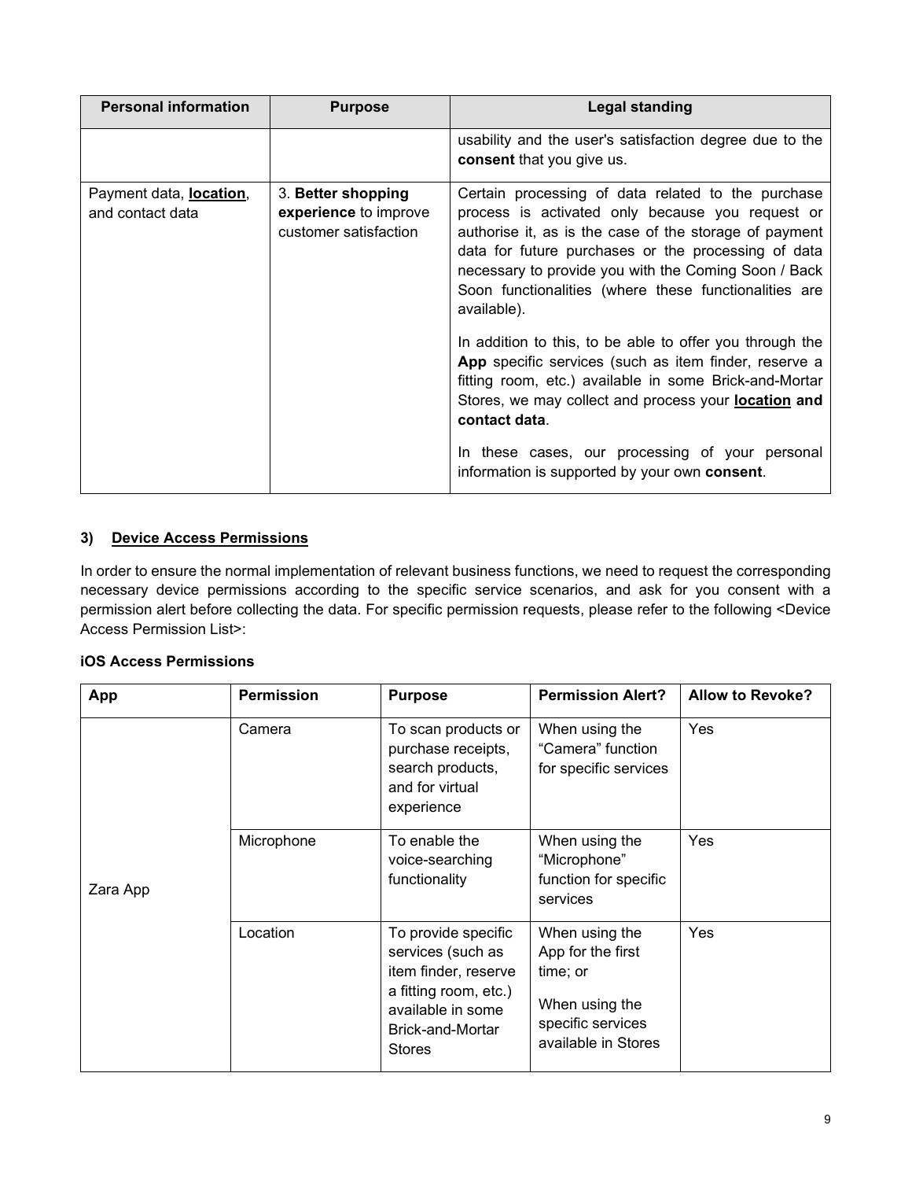| Personal information | Purpose | Legal standing |
| --- | --- | --- |
| | | usability and the user's satisfaction degree due to the **consent** that you give us. |
| Payment data, **location**, and contact data | 3. **Better shopping experience** to improve customer satisfaction | Certain processing of data related to the purchase process is activated only because you request or authorise it, as is the case of the storage of payment data for future purchases or the processing of data necessary to provide you with the Coming Soon / Back Soon functionalities (where these functionalities are available).<br><br>In addition to this, to be able to offer you through the **App** specific services (such as item finder, reserve a fitting room, etc.) available in some Brick-and-Mortar Stores, we may collect and process your **location and contact data**.<br><br>In these cases, our processing of your personal information is supported by your own **consent**. |

### 3) Device Access Permissions

In order to ensure the normal implementation of relevant business functions, we need to request the corresponding necessary device permissions according to the specific service scenarios, and ask for you consent with a permission alert before collecting the data. For specific permission requests, please refer to the following <Device Access Permission List>:

**iOS Access Permissions**

| App | Permission | Purpose | Permission Alert? | Allow to Revoke? |
| --- | --- | --- | --- | --- |
| Zara App | Camera | To scan products or purchase receipts, search products, and for virtual experience | When using the "Camera" function for specific services | Yes |
| | Microphone | To enable the voice-searching functionality | When using the "Microphone" function for specific services | Yes |
| | Location | To provide specific services (such as item finder, reserve a fitting room, etc.) available in some Brick-and-Mortar Stores | When using the App for the first time; or<br><br>When using the specific services available in Stores | Yes |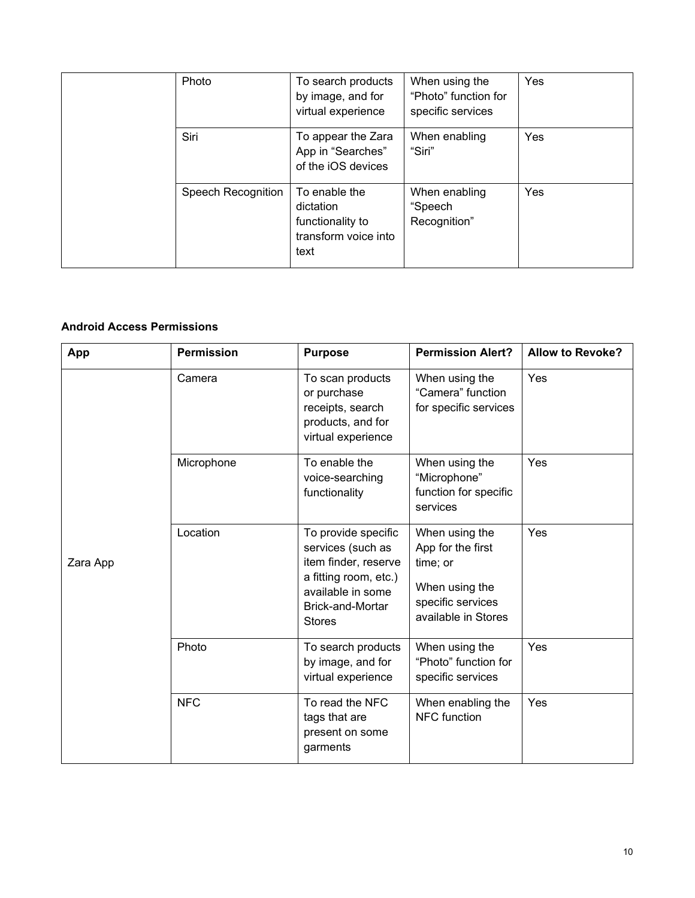| | Photo | To search products by image, and for virtual experience | When using the "Photo" function for specific services | Yes |
|---|---|---|---|---|
| | Siri | To appear the Zara App in "Searches" of the iOS devices | When enabling "Siri" | Yes |
| | Speech Recognition | To enable the dictation functionality to transform voice into text | When enabling "Speech Recognition" | Yes |

**Android Access Permissions**

| App | Permission | Purpose | Permission Alert? | Allow to Revoke? |
|---|---|---|---|---|
| Zara App | Camera | To scan products or purchase receipts, search products, and for virtual experience | When using the "Camera" function for specific services | Yes |
| | Microphone | To enable the voice-searching functionality | When using the "Microphone" function for specific services | Yes |
| | Location | To provide specific services (such as item finder, reserve a fitting room, etc.) available in some Brick-and-Mortar Stores | When using the App for the first time; or<br><br>When using the specific services available in Stores | Yes |
| | Photo | To search products by image, and for virtual experience | When using the "Photo" function for specific services | Yes |
| | NFC | To read the NFC tags that are present on some garments | When enabling the NFC function | Yes |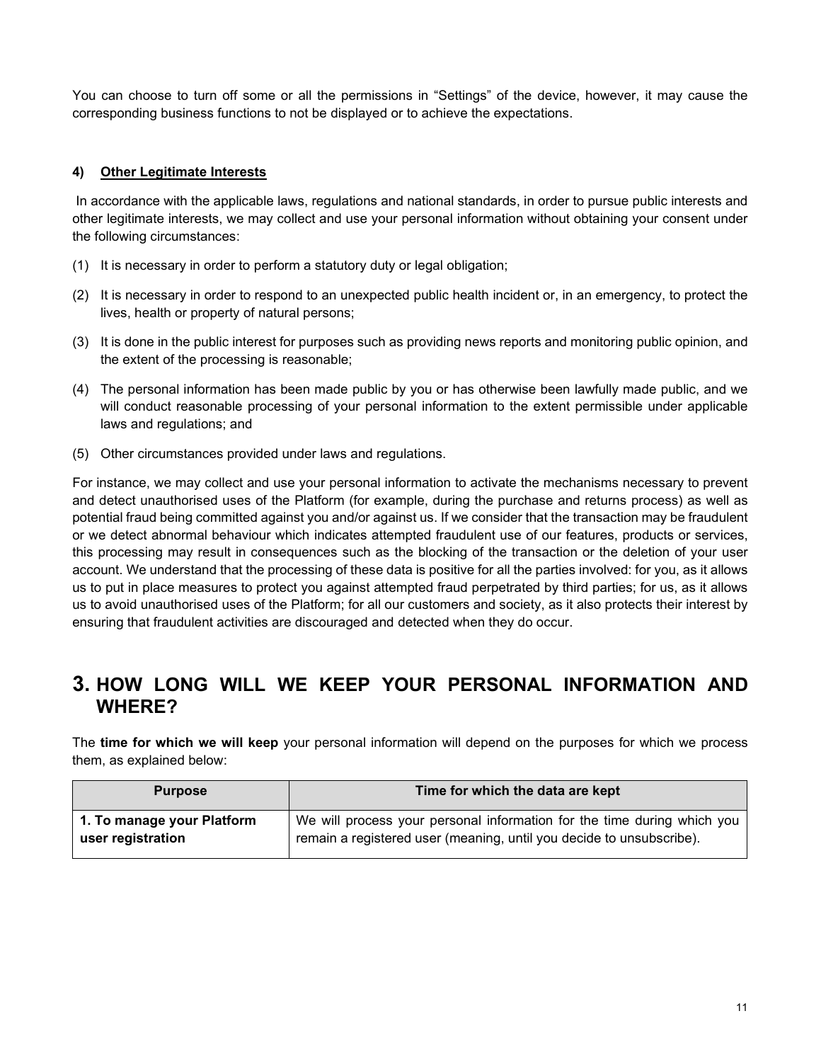You can choose to turn off some or all the permissions in “Settings” of the device, however, it may cause the corresponding business functions to not be displayed or to achieve the expectations.

#### 4) Other Legitimate Interests

In accordance with the applicable laws, regulations and national standards, in order to pursue public interests and other legitimate interests, we may collect and use your personal information without obtaining your consent under the following circumstances:

(1) It is necessary in order to perform a statutory duty or legal obligation;

(2) It is necessary in order to respond to an unexpected public health incident or, in an emergency, to protect the lives, health or property of natural persons;

(3) It is done in the public interest for purposes such as providing news reports and monitoring public opinion, and the extent of the processing is reasonable;

(4) The personal information has been made public by you or has otherwise been lawfully made public, and we will conduct reasonable processing of your personal information to the extent permissible under applicable laws and regulations; and

(5) Other circumstances provided under laws and regulations.

For instance, we may collect and use your personal information to activate the mechanisms necessary to prevent and detect unauthorised uses of the Platform (for example, during the purchase and returns process) as well as potential fraud being committed against you and/or against us. If we consider that the transaction may be fraudulent or we detect abnormal behaviour which indicates attempted fraudulent use of our features, products or services, this processing may result in consequences such as the blocking of the transaction or the deletion of your user account. We understand that the processing of these data is positive for all the parties involved: for you, as it allows us to put in place measures to protect you against attempted fraud perpetrated by third parties; for us, as it allows us to avoid unauthorised uses of the Platform; for all our customers and society, as it also protects their interest by ensuring that fraudulent activities are discouraged and detected when they do occur.

## 3. HOW LONG WILL WE KEEP YOUR PERSONAL INFORMATION AND WHERE?

The **time for which we will keep** your personal information will depend on the purposes for which we process them, as explained below:

| Purpose | Time for which the data are kept |
| --- | --- |
| **1. To manage your Platform user registration** | We will process your personal information for the time during which you remain a registered user (meaning, until you decide to unsubscribe). |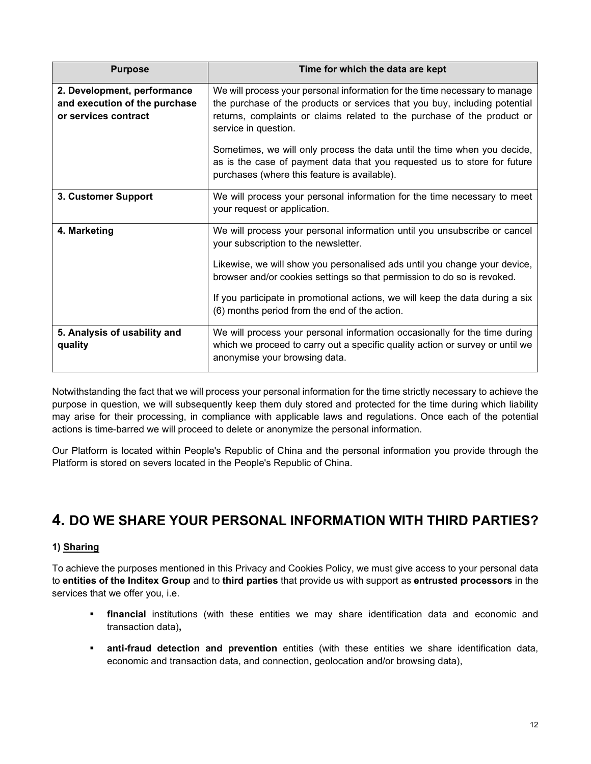| Purpose | Time for which the data are kept |
| --- | --- |
| **2. Development, performance and execution of the purchase or services contract** | We will process your personal information for the time necessary to manage the purchase of the products or services that you buy, including potential returns, complaints or claims related to the purchase of the product or service in question.<br><br>Sometimes, we will only process the data until the time when you decide, as is the case of payment data that you requested us to store for future purchases (where this feature is available). |
| **3. Customer Support** | We will process your personal information for the time necessary to meet your request or application. |
| **4. Marketing** | We will process your personal information until you unsubscribe or cancel your subscription to the newsletter.<br><br>Likewise, we will show you personalised ads until you change your device, browser and/or cookies settings so that permission to do so is revoked.<br><br>If you participate in promotional actions, we will keep the data during a six (6) months period from the end of the action. |
| **5. Analysis of usability and quality** | We will process your personal information occasionally for the time during which we proceed to carry out a specific quality action or survey or until we anonymise your browsing data. |

Notwithstanding the fact that we will process your personal information for the time strictly necessary to achieve the purpose in question, we will subsequently keep them duly stored and protected for the time during which liability may arise for their processing, in compliance with applicable laws and regulations. Once each of the potential actions is time-barred we will proceed to delete or anonymize the personal information.

Our Platform is located within People's Republic of China and the personal information you provide through the Platform is stored on severs located in the People's Republic of China.

# 4. DO WE SHARE YOUR PERSONAL INFORMATION WITH THIRD PARTIES?

**1) Sharing**

To achieve the purposes mentioned in this Privacy and Cookies Policy, we must give access to your personal data to **entities of the Inditex Group** and to **third parties** that provide us with support as **entrusted processors** in the services that we offer you, i.e.

- **financial** institutions (with these entities we may share identification data and economic and transaction data)**,**
- **anti-fraud detection and prevention** entities (with these entities we share identification data, economic and transaction data, and connection, geolocation and/or browsing data),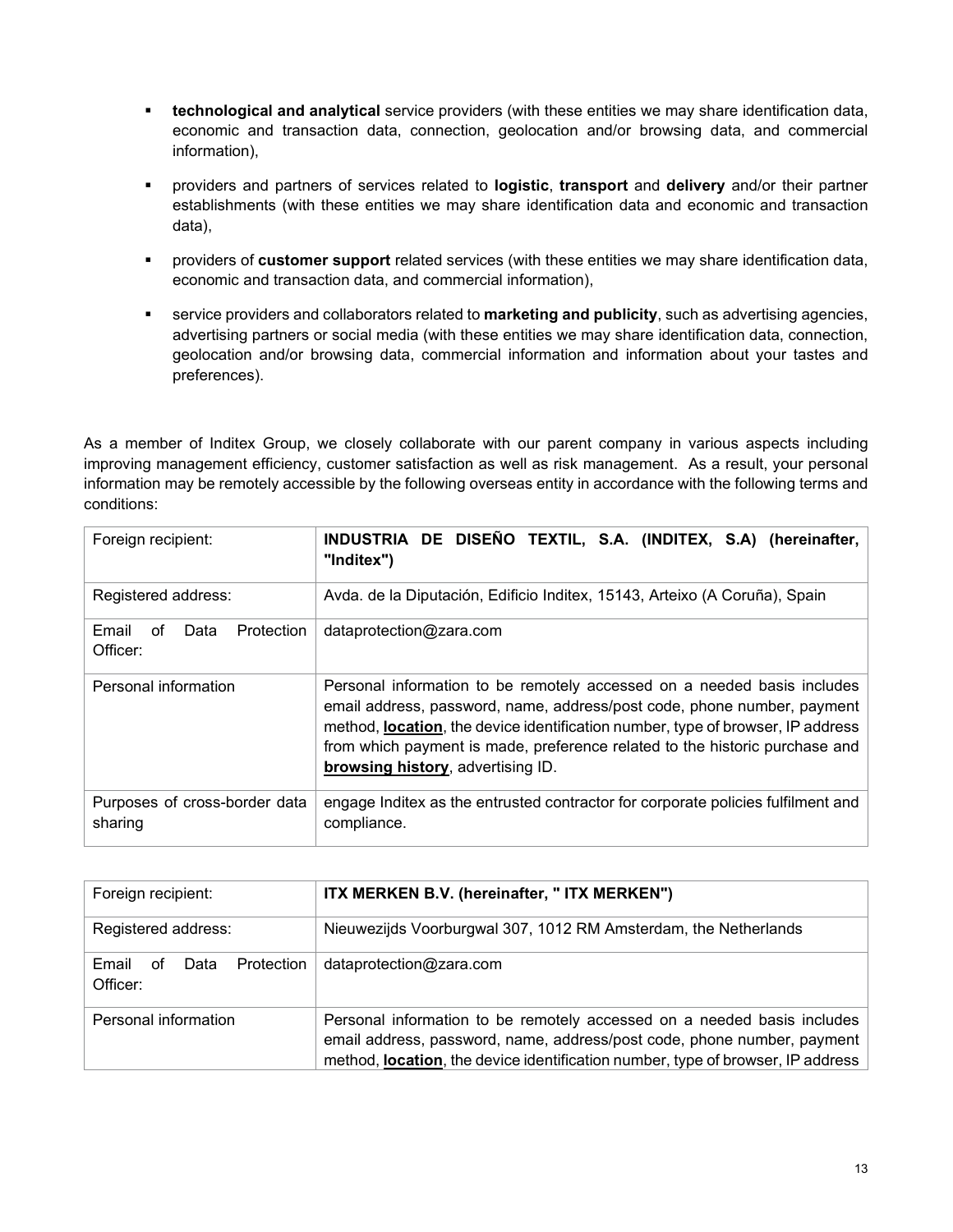- **technological and analytical** service providers (with these entities we may share identification data, economic and transaction data, connection, geolocation and/or browsing data, and commercial information),
- providers and partners of services related to **logistic**, **transport** and **delivery** and/or their partner establishments (with these entities we may share identification data and economic and transaction data),
- providers of **customer support** related services (with these entities we may share identification data, economic and transaction data, and commercial information),
- service providers and collaborators related to **marketing and publicity**, such as advertising agencies, advertising partners or social media (with these entities we may share identification data, connection, geolocation and/or browsing data, commercial information and information about your tastes and preferences).

As a member of Inditex Group, we closely collaborate with our parent company in various aspects including improving management efficiency, customer satisfaction as well as risk management. As a result, your personal information may be remotely accessible by the following overseas entity in accordance with the following terms and conditions:

| Foreign recipient: | **INDUSTRIA DE DISEÑO TEXTIL, S.A. (INDITEX, S.A) (hereinafter, "Inditex")** |
|---|---|
| Registered address: | Avda. de la Diputación, Edificio Inditex, 15143, Arteixo (A Coruña), Spain |
| Email of Data Protection Officer: | dataprotection@zara.com |
| Personal information | Personal information to be remotely accessed on a needed basis includes email address, password, name, address/post code, phone number, payment method, **location**, the device identification number, type of browser, IP address from which payment is made, preference related to the historic purchase and **browsing history**, advertising ID. |
| Purposes of cross-border data sharing | engage Inditex as the entrusted contractor for corporate policies fulfilment and compliance. |

| Foreign recipient: | **ITX MERKEN B.V. (hereinafter, " ITX MERKEN")** |
|---|---|
| Registered address: | Nieuwezijds Voorburgwal 307, 1012 RM Amsterdam, the Netherlands |
| Email of Data Protection Officer: | dataprotection@zara.com |
| Personal information | Personal information to be remotely accessed on a needed basis includes email address, password, name, address/post code, phone number, payment method, **location**, the device identification number, type of browser, IP address |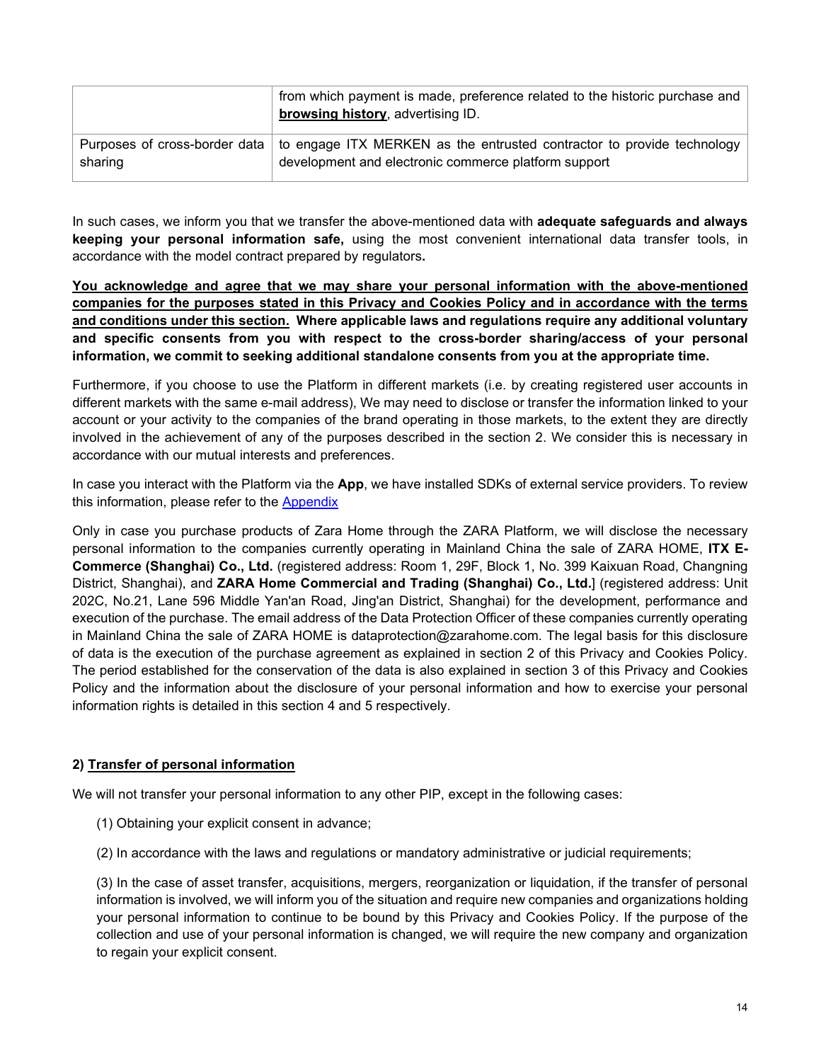| | |
|---|---|
| | from which payment is made, preference related to the historic purchase and **<u>browsing history</u>**, advertising ID. |
| Purposes of cross-border data sharing | to engage ITX MERKEN as the entrusted contractor to provide technology development and electronic commerce platform support |

In such cases, we inform you that we transfer the above-mentioned data with **adequate safeguards and always keeping your personal information safe,** using the most convenient international data transfer tools, in accordance with the model contract prepared by regulators**.**

**<u>You acknowledge and agree that we may share your personal information with the above-mentioned companies for the purposes stated in this Privacy and Cookies Policy and in accordance with the terms and conditions under this section.</u> Where applicable laws and regulations require any additional voluntary and specific consents from you with respect to the cross-border sharing/access of your personal information, we commit to seeking additional standalone consents from you at the appropriate time.**

Furthermore, if you choose to use the Platform in different markets (i.e. by creating registered user accounts in different markets with the same e-mail address), We may need to disclose or transfer the information linked to your account or your activity to the companies of the brand operating in those markets, to the extent they are directly involved in the achievement of any of the purposes described in the section 2. We consider this is necessary in accordance with our mutual interests and preferences.

In case you interact with the Platform via the **App**, we have installed SDKs of external service providers. To review this information, please refer to the Appendix

Only in case you purchase products of Zara Home through the ZARA Platform, we will disclose the necessary personal information to the companies currently operating in Mainland China the sale of ZARA HOME, **ITX E-Commerce (Shanghai) Co., Ltd.** (registered address: Room 1, 29F, Block 1, No. 399 Kaixuan Road, Changning District, Shanghai), and **ZARA Home Commercial and Trading (Shanghai) Co., Ltd.**] (registered address: Unit 202C, No.21, Lane 596 Middle Yan'an Road, Jing'an District, Shanghai) for the development, performance and execution of the purchase. The email address of the Data Protection Officer of these companies currently operating in Mainland China the sale of ZARA HOME is dataprotection@zarahome.com. The legal basis for this disclosure of data is the execution of the purchase agreement as explained in section 2 of this Privacy and Cookies Policy. The period established for the conservation of the data is also explained in section 3 of this Privacy and Cookies Policy and the information about the disclosure of your personal information and how to exercise your personal information rights is detailed in this section 4 and 5 respectively.

#### 2) <u>Transfer of personal information</u>

We will not transfer your personal information to any other PIP, except in the following cases:

(1) Obtaining your explicit consent in advance;

(2) In accordance with the laws and regulations or mandatory administrative or judicial requirements;

(3) In the case of asset transfer, acquisitions, mergers, reorganization or liquidation, if the transfer of personal information is involved, we will inform you of the situation and require new companies and organizations holding your personal information to continue to be bound by this Privacy and Cookies Policy. If the purpose of the collection and use of your personal information is changed, we will require the new company and organization to regain your explicit consent.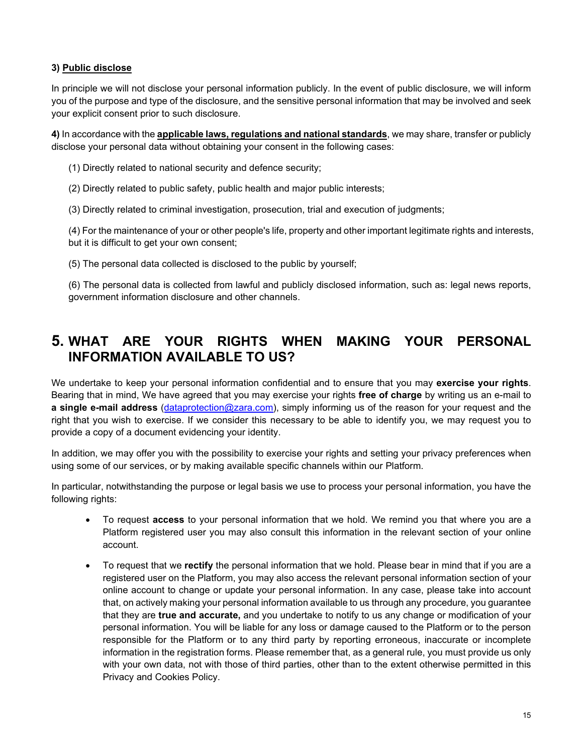**3) Public disclose**

In principle we will not disclose your personal information publicly. In the event of public disclosure, we will inform you of the purpose and type of the disclosure, and the sensitive personal information that may be involved and seek your explicit consent prior to such disclosure.

**4)** In accordance with the **applicable laws, regulations and national standards**, we may share, transfer or publicly disclose your personal data without obtaining your consent in the following cases:

(1) Directly related to national security and defence security;

(2) Directly related to public safety, public health and major public interests;

(3) Directly related to criminal investigation, prosecution, trial and execution of judgments;

(4) For the maintenance of your or other people's life, property and other important legitimate rights and interests, but it is difficult to get your own consent;

(5) The personal data collected is disclosed to the public by yourself;

(6) The personal data is collected from lawful and publicly disclosed information, such as: legal news reports, government information disclosure and other channels.

## 5. WHAT ARE YOUR RIGHTS WHEN MAKING YOUR PERSONAL INFORMATION AVAILABLE TO US?

We undertake to keep your personal information confidential and to ensure that you may **exercise your rights**. Bearing that in mind, We have agreed that you may exercise your rights **free of charge** by writing us an e-mail to **a single e-mail address** (dataprotection@zara.com), simply informing us of the reason for your request and the right that you wish to exercise. If we consider this necessary to be able to identify you, we may request you to provide a copy of a document evidencing your identity.

In addition, we may offer you with the possibility to exercise your rights and setting your privacy preferences when using some of our services, or by making available specific channels within our Platform.

In particular, notwithstanding the purpose or legal basis we use to process your personal information, you have the following rights:

- To request **access** to your personal information that we hold. We remind you that where you are a Platform registered user you may also consult this information in the relevant section of your online account.
- To request that we **rectify** the personal information that we hold. Please bear in mind that if you are a registered user on the Platform, you may also access the relevant personal information section of your online account to change or update your personal information. In any case, please take into account that, on actively making your personal information available to us through any procedure, you guarantee that they are **true and accurate,** and you undertake to notify to us any change or modification of your personal information. You will be liable for any loss or damage caused to the Platform or to the person responsible for the Platform or to any third party by reporting erroneous, inaccurate or incomplete information in the registration forms. Please remember that, as a general rule, you must provide us only with your own data, not with those of third parties, other than to the extent otherwise permitted in this Privacy and Cookies Policy.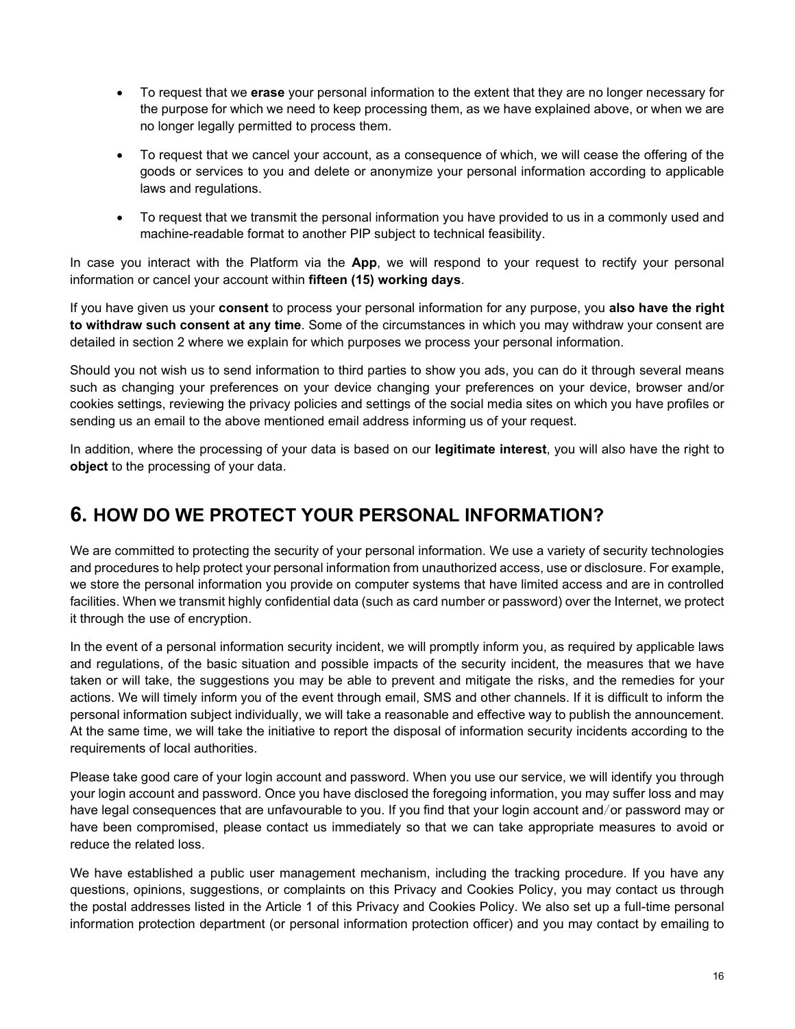- To request that we **erase** your personal information to the extent that they are no longer necessary for the purpose for which we need to keep processing them, as we have explained above, or when we are no longer legally permitted to process them.
- To request that we cancel your account, as a consequence of which, we will cease the offering of the goods or services to you and delete or anonymize your personal information according to applicable laws and regulations.
- To request that we transmit the personal information you have provided to us in a commonly used and machine-readable format to another PIP subject to technical feasibility.

In case you interact with the Platform via the **App**, we will respond to your request to rectify your personal information or cancel your account within **fifteen (15) working days**.

If you have given us your **consent** to process your personal information for any purpose, you **also have the right to withdraw such consent at any time**. Some of the circumstances in which you may withdraw your consent are detailed in section 2 where we explain for which purposes we process your personal information.

Should you not wish us to send information to third parties to show you ads, you can do it through several means such as changing your preferences on your device changing your preferences on your device, browser and/or cookies settings, reviewing the privacy policies and settings of the social media sites on which you have profiles or sending us an email to the above mentioned email address informing us of your request.

In addition, where the processing of your data is based on our **legitimate interest**, you will also have the right to **object** to the processing of your data.

## 6. HOW DO WE PROTECT YOUR PERSONAL INFORMATION?

We are committed to protecting the security of your personal information. We use a variety of security technologies and procedures to help protect your personal information from unauthorized access, use or disclosure. For example, we store the personal information you provide on computer systems that have limited access and are in controlled facilities. When we transmit highly confidential data (such as card number or password) over the Internet, we protect it through the use of encryption.

In the event of a personal information security incident, we will promptly inform you, as required by applicable laws and regulations, of the basic situation and possible impacts of the security incident, the measures that we have taken or will take, the suggestions you may be able to prevent and mitigate the risks, and the remedies for your actions. We will timely inform you of the event through email, SMS and other channels. If it is difficult to inform the personal information subject individually, we will take a reasonable and effective way to publish the announcement. At the same time, we will take the initiative to report the disposal of information security incidents according to the requirements of local authorities.

Please take good care of your login account and password. When you use our service, we will identify you through your login account and password. Once you have disclosed the foregoing information, you may suffer loss and may have legal consequences that are unfavourable to you. If you find that your login account and/or password may or have been compromised, please contact us immediately so that we can take appropriate measures to avoid or reduce the related loss.

We have established a public user management mechanism, including the tracking procedure. If you have any questions, opinions, suggestions, or complaints on this Privacy and Cookies Policy, you may contact us through the postal addresses listed in the Article 1 of this Privacy and Cookies Policy. We also set up a full-time personal information protection department (or personal information protection officer) and you may contact by emailing to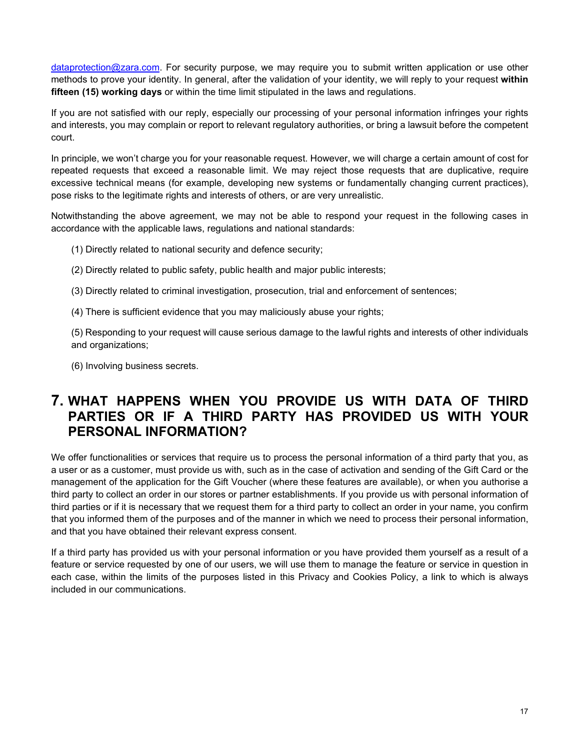dataprotection@zara.com. For security purpose, we may require you to submit written application or use other methods to prove your identity. In general, after the validation of your identity, we will reply to your request **within fifteen (15) working days** or within the time limit stipulated in the laws and regulations.

If you are not satisfied with our reply, especially our processing of your personal information infringes your rights and interests, you may complain or report to relevant regulatory authorities, or bring a lawsuit before the competent court.

In principle, we won't charge you for your reasonable request. However, we will charge a certain amount of cost for repeated requests that exceed a reasonable limit. We may reject those requests that are duplicative, require excessive technical means (for example, developing new systems or fundamentally changing current practices), pose risks to the legitimate rights and interests of others, or are very unrealistic.

Notwithstanding the above agreement, we may not be able to respond your request in the following cases in accordance with the applicable laws, regulations and national standards:

(1) Directly related to national security and defence security;

(2) Directly related to public safety, public health and major public interests;

(3) Directly related to criminal investigation, prosecution, trial and enforcement of sentences;

(4) There is sufficient evidence that you may maliciously abuse your rights;

(5) Responding to your request will cause serious damage to the lawful rights and interests of other individuals and organizations;

(6) Involving business secrets.

# 7. WHAT HAPPENS WHEN YOU PROVIDE US WITH DATA OF THIRD PARTIES OR IF A THIRD PARTY HAS PROVIDED US WITH YOUR PERSONAL INFORMATION?

We offer functionalities or services that require us to process the personal information of a third party that you, as a user or as a customer, must provide us with, such as in the case of activation and sending of the Gift Card or the management of the application for the Gift Voucher (where these features are available), or when you authorise a third party to collect an order in our stores or partner establishments. If you provide us with personal information of third parties or if it is necessary that we request them for a third party to collect an order in your name, you confirm that you informed them of the purposes and of the manner in which we need to process their personal information, and that you have obtained their relevant express consent.

If a third party has provided us with your personal information or you have provided them yourself as a result of a feature or service requested by one of our users, we will use them to manage the feature or service in question in each case, within the limits of the purposes listed in this Privacy and Cookies Policy, a link to which is always included in our communications.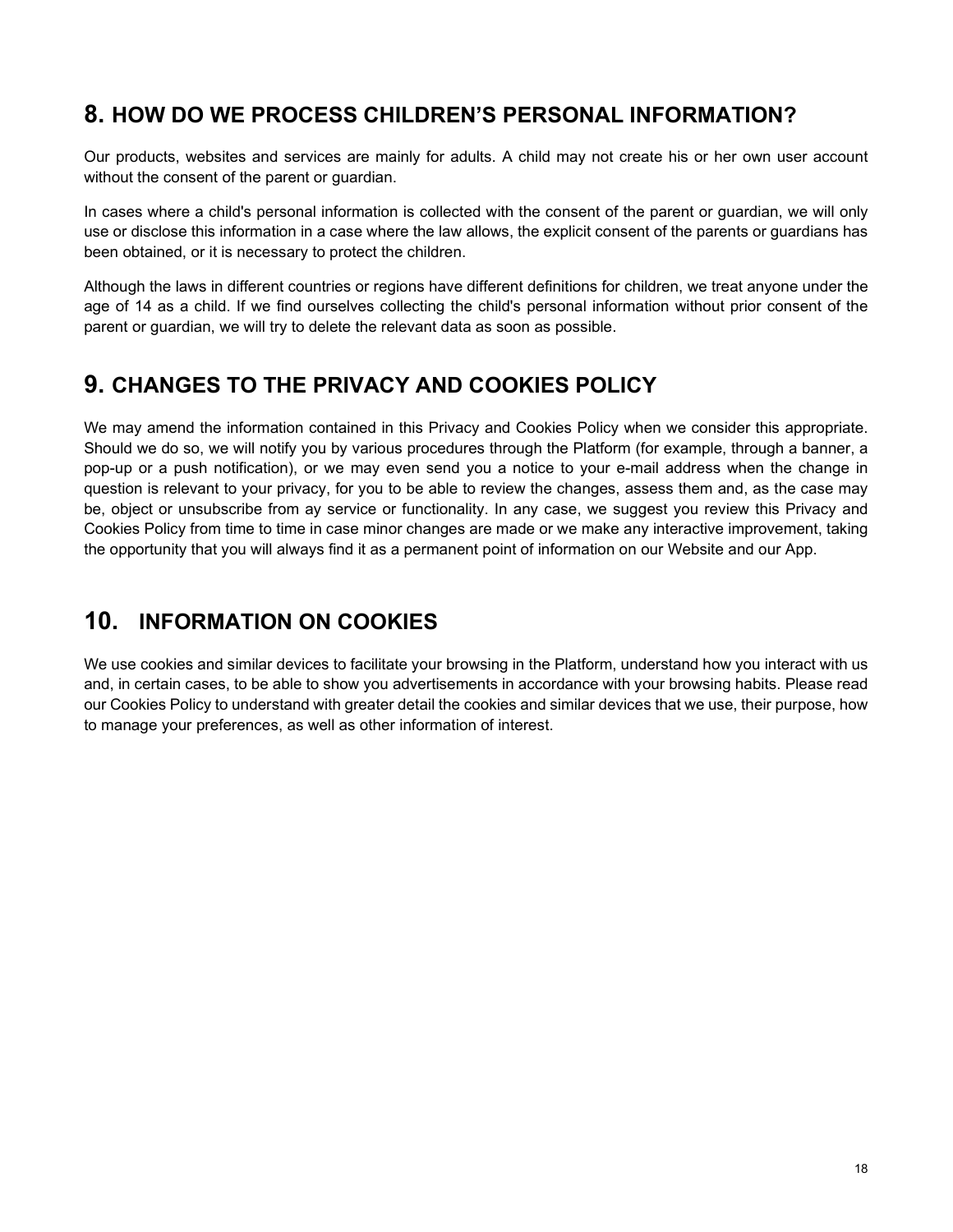## 8. HOW DO WE PROCESS CHILDREN'S PERSONAL INFORMATION?

Our products, websites and services are mainly for adults. A child may not create his or her own user account without the consent of the parent or guardian.

In cases where a child's personal information is collected with the consent of the parent or guardian, we will only use or disclose this information in a case where the law allows, the explicit consent of the parents or guardians has been obtained, or it is necessary to protect the children.

Although the laws in different countries or regions have different definitions for children, we treat anyone under the age of 14 as a child. If we find ourselves collecting the child's personal information without prior consent of the parent or guardian, we will try to delete the relevant data as soon as possible.

## 9. CHANGES TO THE PRIVACY AND COOKIES POLICY

We may amend the information contained in this Privacy and Cookies Policy when we consider this appropriate. Should we do so, we will notify you by various procedures through the Platform (for example, through a banner, a pop-up or a push notification), or we may even send you a notice to your e-mail address when the change in question is relevant to your privacy, for you to be able to review the changes, assess them and, as the case may be, object or unsubscribe from ay service or functionality. In any case, we suggest you review this Privacy and Cookies Policy from time to time in case minor changes are made or we make any interactive improvement, taking the opportunity that you will always find it as a permanent point of information on our Website and our App.

## 10. INFORMATION ON COOKIES

We use cookies and similar devices to facilitate your browsing in the Platform, understand how you interact with us and, in certain cases, to be able to show you advertisements in accordance with your browsing habits. Please read our Cookies Policy to understand with greater detail the cookies and similar devices that we use, their purpose, how to manage your preferences, as well as other information of interest.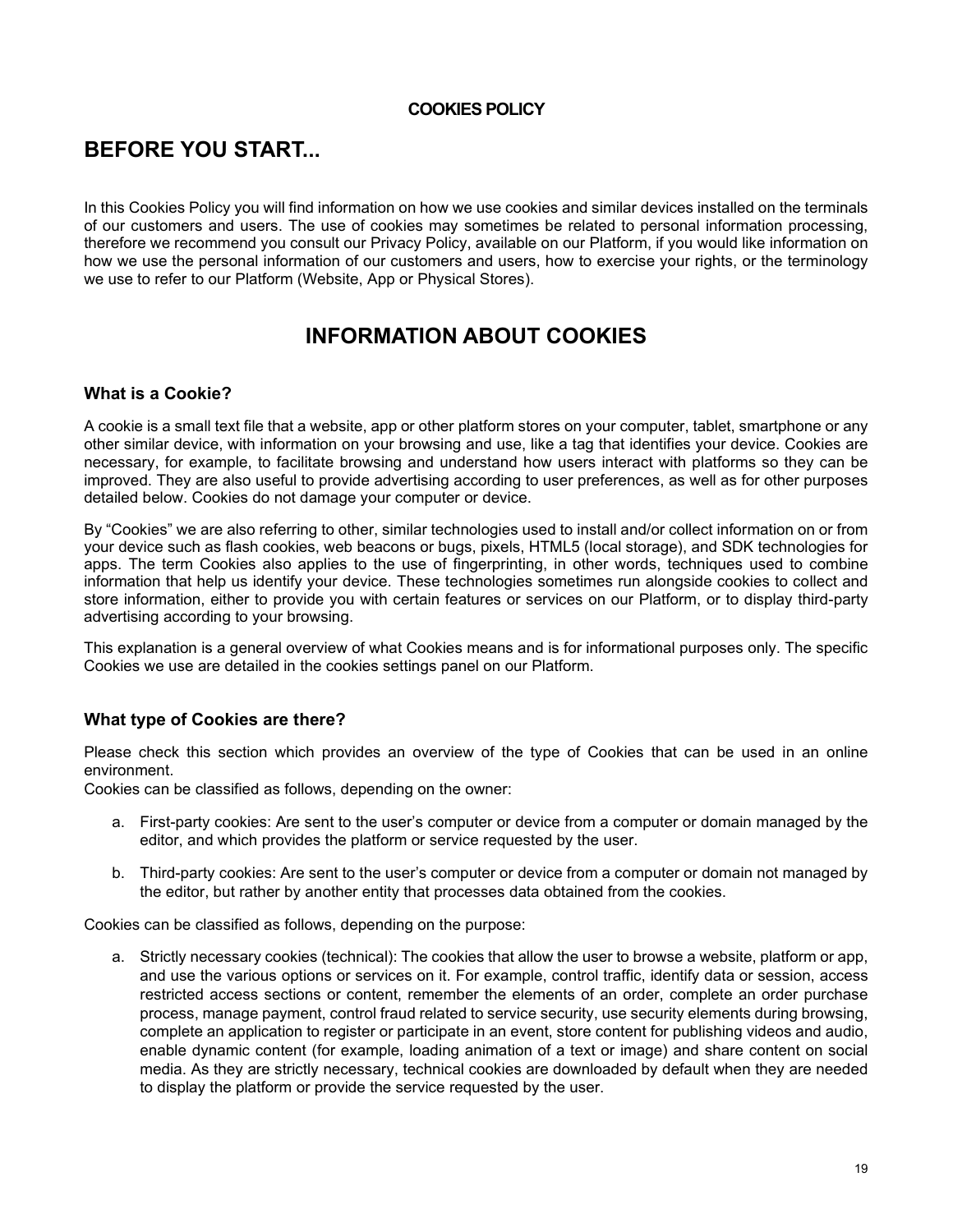**COOKIES POLICY**

# BEFORE YOU START...

In this Cookies Policy you will find information on how we use cookies and similar devices installed on the terminals of our customers and users. The use of cookies may sometimes be related to personal information processing, therefore we recommend you consult our Privacy Policy, available on our Platform, if you would like information on how we use the personal information of our customers and users, how to exercise your rights, or the terminology we use to refer to our Platform (Website, App or Physical Stores).

# INFORMATION ABOUT COOKIES

### What is a Cookie?

A cookie is a small text file that a website, app or other platform stores on your computer, tablet, smartphone or any other similar device, with information on your browsing and use, like a tag that identifies your device. Cookies are necessary, for example, to facilitate browsing and understand how users interact with platforms so they can be improved. They are also useful to provide advertising according to user preferences, as well as for other purposes detailed below. Cookies do not damage your computer or device.

By "Cookies" we are also referring to other, similar technologies used to install and/or collect information on or from your device such as flash cookies, web beacons or bugs, pixels, HTML5 (local storage), and SDK technologies for apps. The term Cookies also applies to the use of fingerprinting, in other words, techniques used to combine information that help us identify your device. These technologies sometimes run alongside cookies to collect and store information, either to provide you with certain features or services on our Platform, or to display third-party advertising according to your browsing.

This explanation is a general overview of what Cookies means and is for informational purposes only. The specific Cookies we use are detailed in the cookies settings panel on our Platform.

### What type of Cookies are there?

Please check this section which provides an overview of the type of Cookies that can be used in an online environment.
Cookies can be classified as follows, depending on the owner:

a. First-party cookies: Are sent to the user's computer or device from a computer or domain managed by the editor, and which provides the platform or service requested by the user.

b. Third-party cookies: Are sent to the user's computer or device from a computer or domain not managed by the editor, but rather by another entity that processes data obtained from the cookies.

Cookies can be classified as follows, depending on the purpose:

a. Strictly necessary cookies (technical): The cookies that allow the user to browse a website, platform or app, and use the various options or services on it. For example, control traffic, identify data or session, access restricted access sections or content, remember the elements of an order, complete an order purchase process, manage payment, control fraud related to service security, use security elements during browsing, complete an application to register or participate in an event, store content for publishing videos and audio, enable dynamic content (for example, loading animation of a text or image) and share content on social media. As they are strictly necessary, technical cookies are downloaded by default when they are needed to display the platform or provide the service requested by the user.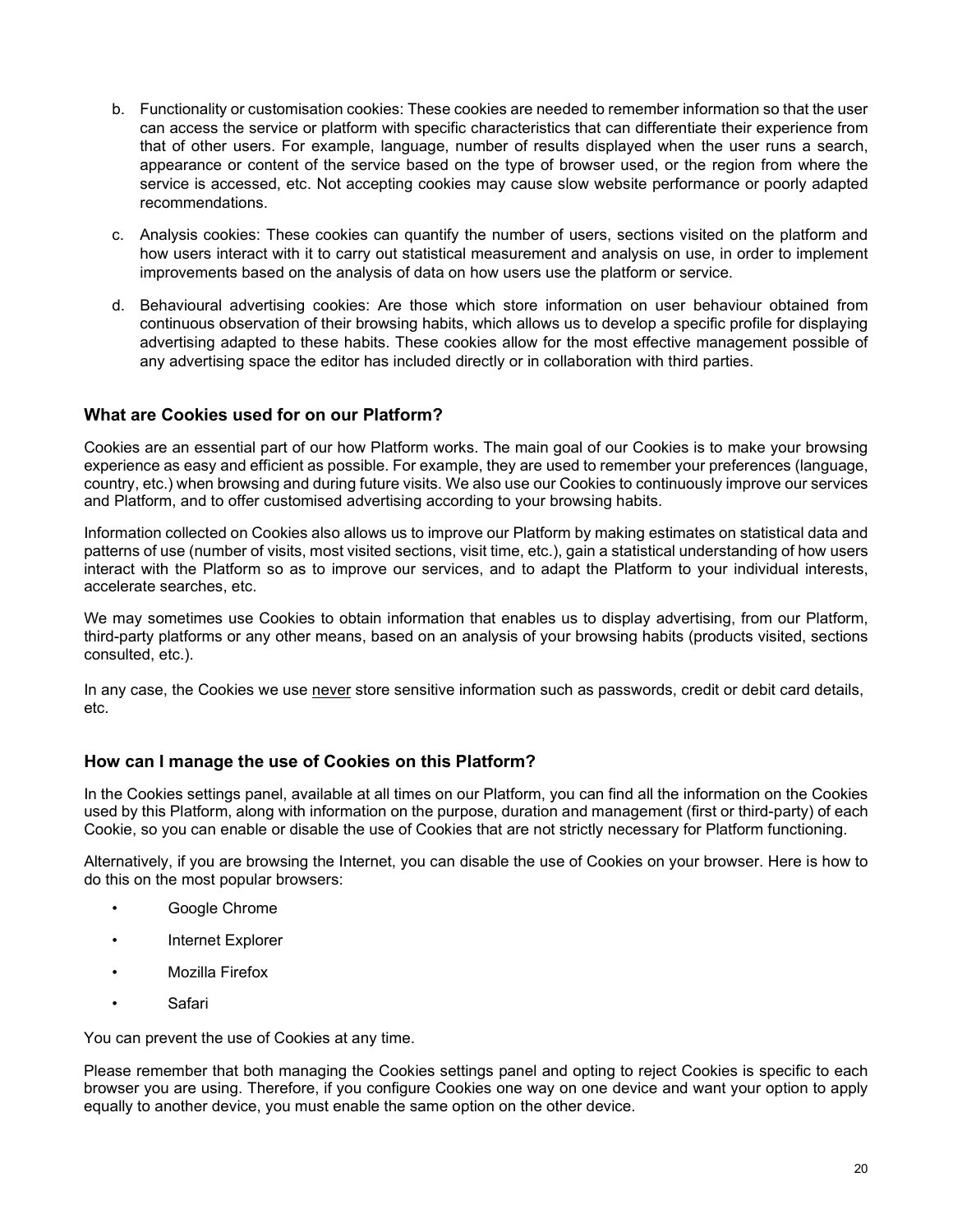b. Functionality or customisation cookies: These cookies are needed to remember information so that the user can access the service or platform with specific characteristics that can differentiate their experience from that of other users. For example, language, number of results displayed when the user runs a search, appearance or content of the service based on the type of browser used, or the region from where the service is accessed, etc. Not accepting cookies may cause slow website performance or poorly adapted recommendations.

c. Analysis cookies: These cookies can quantify the number of users, sections visited on the platform and how users interact with it to carry out statistical measurement and analysis on use, in order to implement improvements based on the analysis of data on how users use the platform or service.

d. Behavioural advertising cookies: Are those which store information on user behaviour obtained from continuous observation of their browsing habits, which allows us to develop a specific profile for displaying advertising adapted to these habits. These cookies allow for the most effective management possible of any advertising space the editor has included directly or in collaboration with third parties.

### What are Cookies used for on our Platform?

Cookies are an essential part of our how Platform works. The main goal of our Cookies is to make your browsing experience as easy and efficient as possible. For example, they are used to remember your preferences (language, country, etc.) when browsing and during future visits. We also use our Cookies to continuously improve our services and Platform, and to offer customised advertising according to your browsing habits.

Information collected on Cookies also allows us to improve our Platform by making estimates on statistical data and patterns of use (number of visits, most visited sections, visit time, etc.), gain a statistical understanding of how users interact with the Platform so as to improve our services, and to adapt the Platform to your individual interests, accelerate searches, etc.

We may sometimes use Cookies to obtain information that enables us to display advertising, from our Platform, third-party platforms or any other means, based on an analysis of your browsing habits (products visited, sections consulted, etc.).

In any case, the Cookies we use <u>never</u> store sensitive information such as passwords, credit or debit card details, etc.

### How can I manage the use of Cookies on this Platform?

In the Cookies settings panel, available at all times on our Platform, you can find all the information on the Cookies used by this Platform, along with information on the purpose, duration and management (first or third-party) of each Cookie, so you can enable or disable the use of Cookies that are not strictly necessary for Platform functioning.

Alternatively, if you are browsing the Internet, you can disable the use of Cookies on your browser. Here is how to do this on the most popular browsers:

- Google Chrome
- Internet Explorer
- Mozilla Firefox
- Safari

You can prevent the use of Cookies at any time.

Please remember that both managing the Cookies settings panel and opting to reject Cookies is specific to each browser you are using. Therefore, if you configure Cookies one way on one device and want your option to apply equally to another device, you must enable the same option on the other device.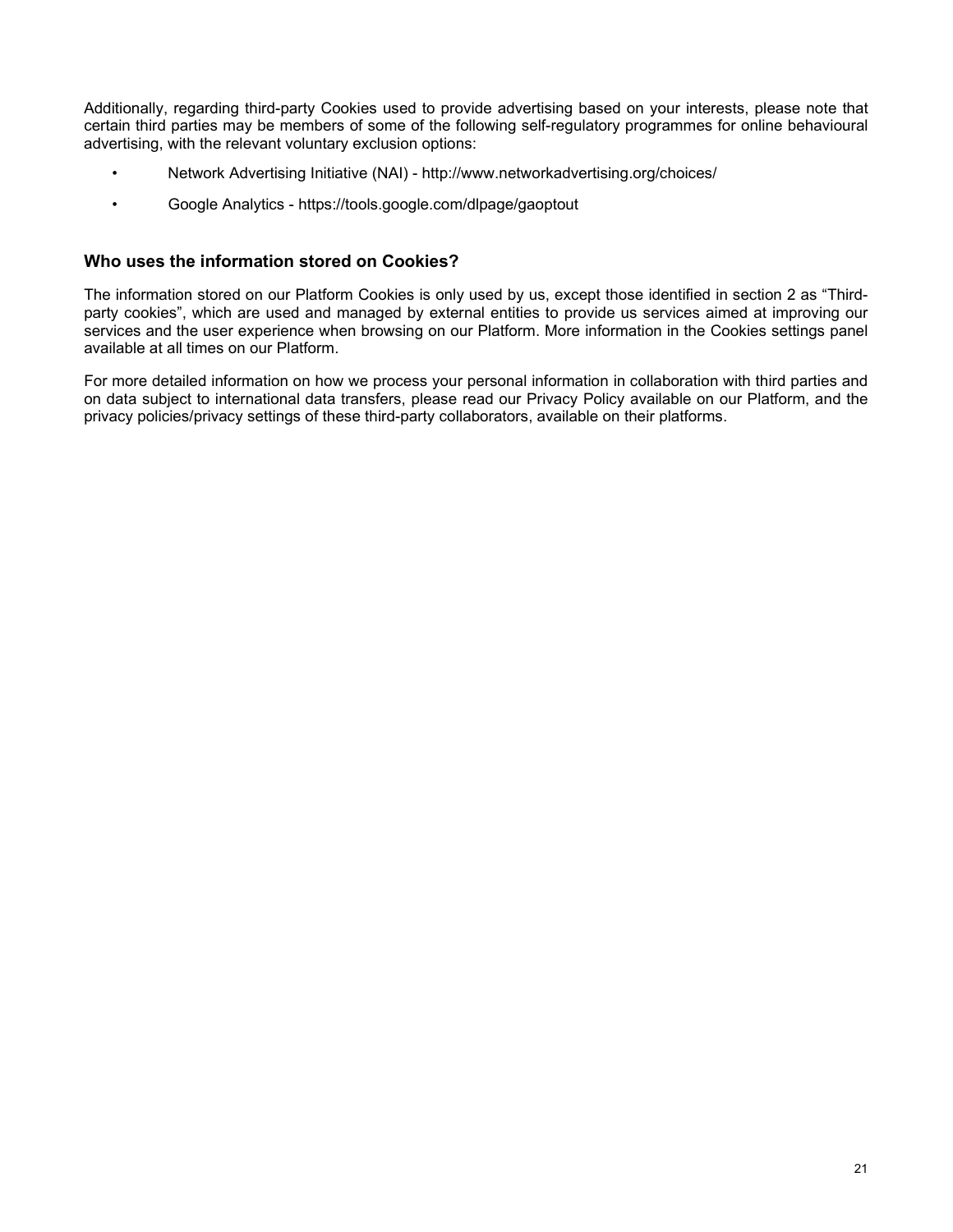Additionally, regarding third-party Cookies used to provide advertising based on your interests, please note that certain third parties may be members of some of the following self-regulatory programmes for online behavioural advertising, with the relevant voluntary exclusion options:

- Network Advertising Initiative (NAI) - http://www.networkadvertising.org/choices/
- Google Analytics - https://tools.google.com/dlpage/gaoptout

### Who uses the information stored on Cookies?

The information stored on our Platform Cookies is only used by us, except those identified in section 2 as "Third-party cookies", which are used and managed by external entities to provide us services aimed at improving our services and the user experience when browsing on our Platform. More information in the Cookies settings panel available at all times on our Platform.

For more detailed information on how we process your personal information in collaboration with third parties and on data subject to international data transfers, please read our Privacy Policy available on our Platform, and the privacy policies/privacy settings of these third-party collaborators, available on their platforms.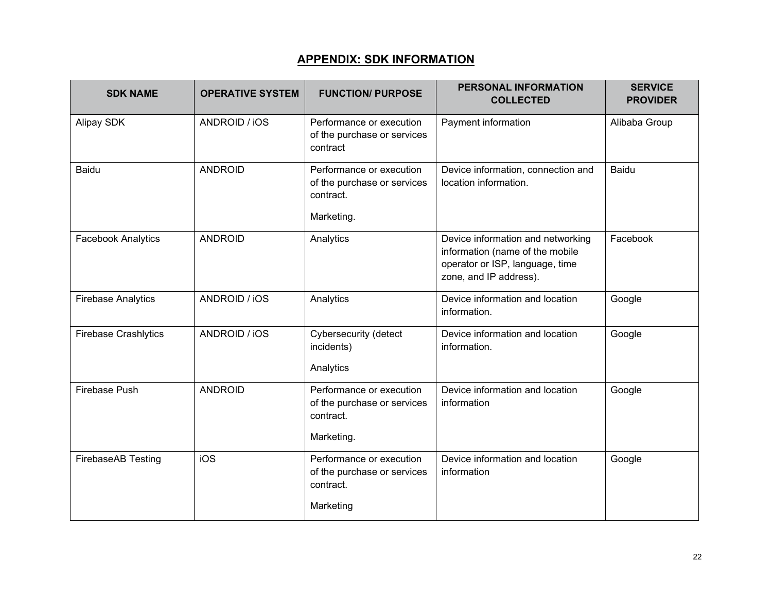## APPENDIX: SDK INFORMATION

| SDK NAME | OPERATIVE SYSTEM | FUNCTION/ PURPOSE | PERSONAL INFORMATION COLLECTED | SERVICE PROVIDER |
|---|---|---|---|---|
| Alipay SDK | ANDROID / iOS | Performance or execution of the purchase or services contract | Payment information | Alibaba Group |
| Baidu | ANDROID | Performance or execution of the purchase or services contract.<br><br>Marketing. | Device information, connection and location information. | Baidu |
| Facebook Analytics | ANDROID | Analytics | Device information and networking information (name of the mobile operator or ISP, language, time zone, and IP address). | Facebook |
| Firebase Analytics | ANDROID / iOS | Analytics | Device information and location information. | Google |
| Firebase Crashlytics | ANDROID / iOS | Cybersecurity (detect incidents)<br><br>Analytics | Device information and location information. | Google |
| Firebase Push | ANDROID | Performance or execution of the purchase or services contract.<br><br>Marketing. | Device information and location information | Google |
| FirebaseAB Testing | iOS | Performance or execution of the purchase or services contract.<br><br>Marketing | Device information and location information | Google |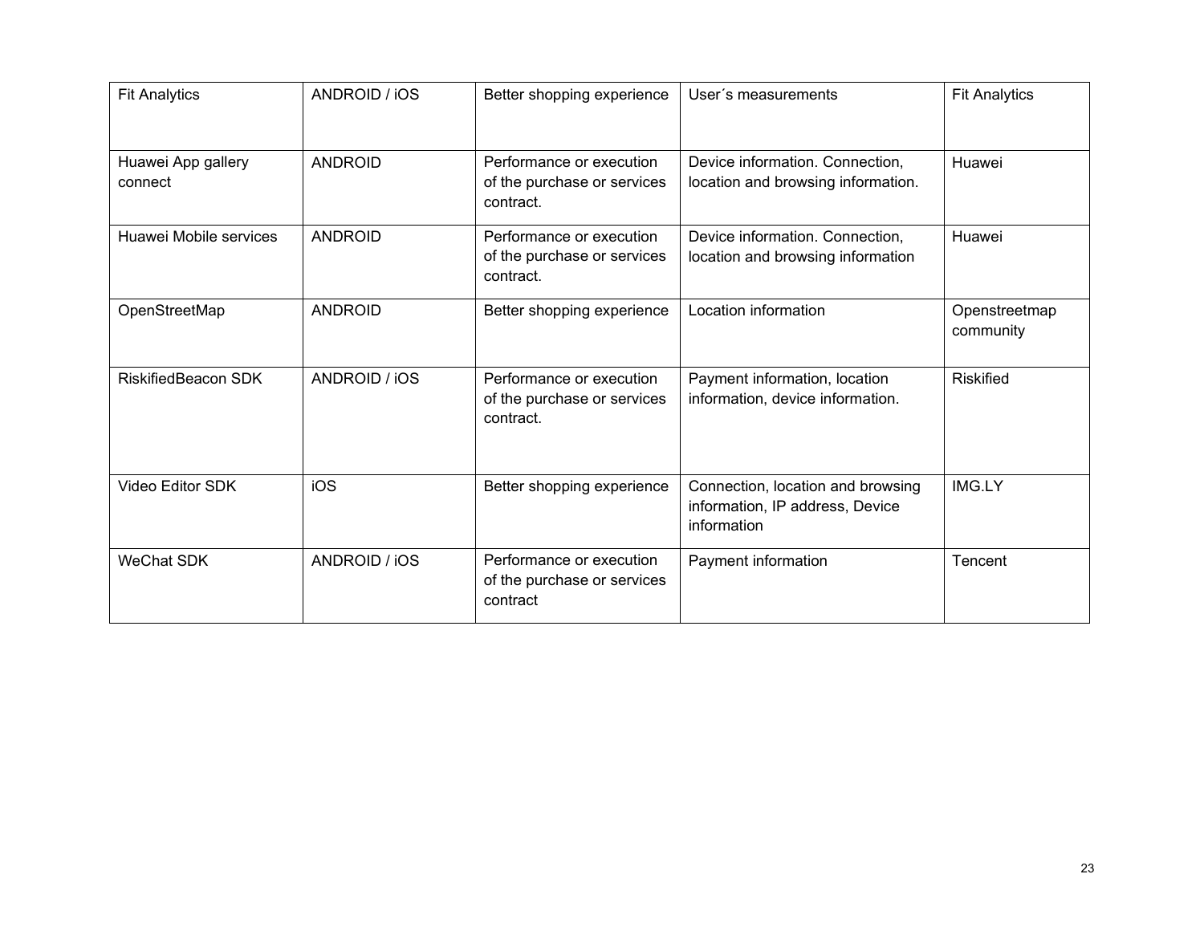| | | | | |
|---|---|---|---|---|
| Fit Analytics | ANDROID / iOS | Better shopping experience | User´s measurements | Fit Analytics |
| Huawei App gallery connect | ANDROID | Performance or execution of the purchase or services contract. | Device information. Connection, location and browsing information. | Huawei |
| Huawei Mobile services | ANDROID | Performance or execution of the purchase or services contract. | Device information. Connection, location and browsing information | Huawei |
| OpenStreetMap | ANDROID | Better shopping experience | Location information | Openstreetmap community |
| RiskifiedBeacon SDK | ANDROID / iOS | Performance or execution of the purchase or services contract. | Payment information, location information, device information. | Riskified |
| Video Editor SDK | iOS | Better shopping experience | Connection, location and browsing information, IP address, Device information | IMG.LY |
| WeChat SDK | ANDROID / iOS | Performance or execution of the purchase or services contract | Payment information | Tencent |